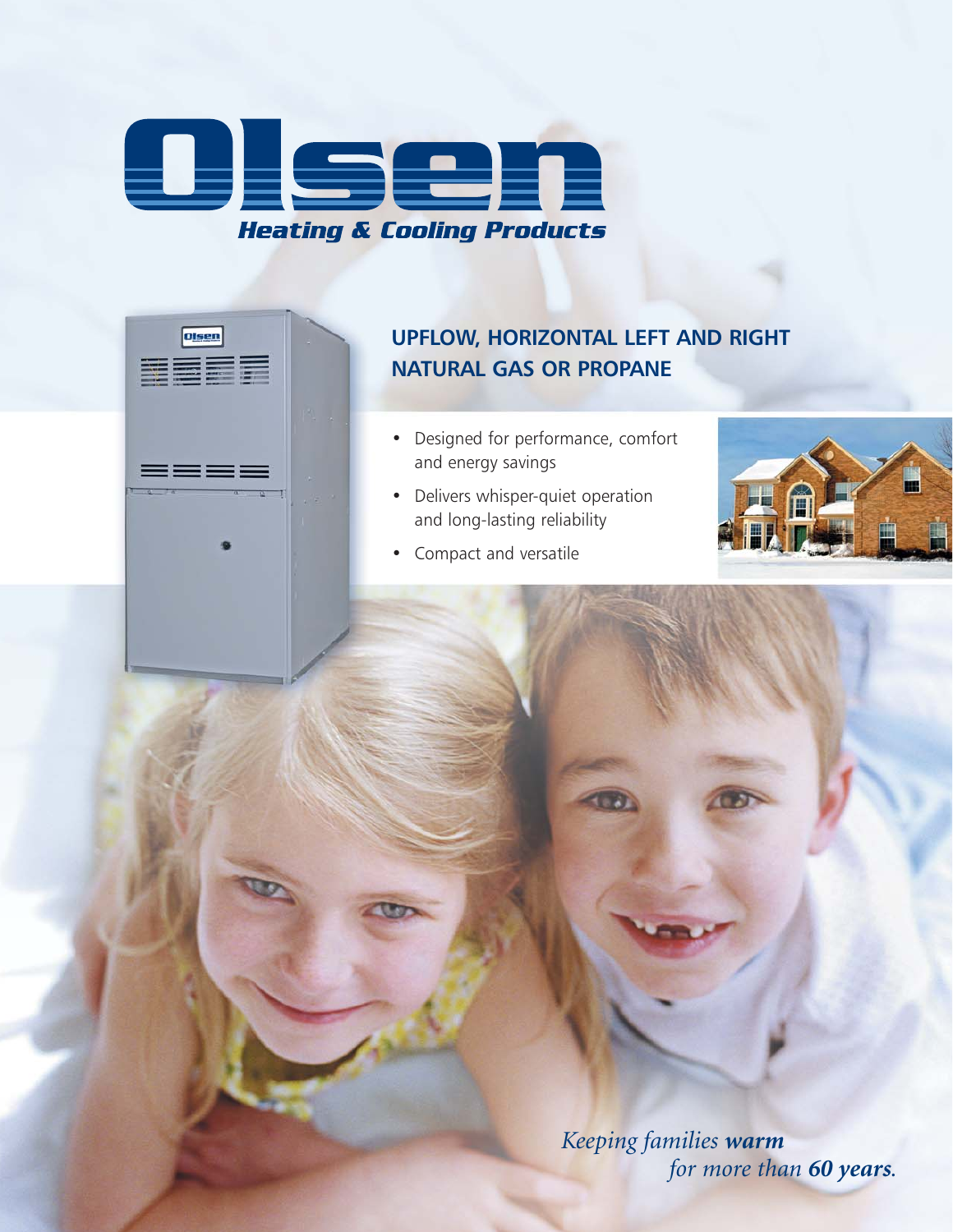# Olsen

*Heating & Cooling Products*

## UPFLOW, HORIZONTAL LEFT AND RIGHT NATURAL GAS OR PROPANE

- Designed for performance, comfort and energy savings
- Delivers whisper-quiet operation and long-lasting reliability
- Compact and versatile

*Keeping families **warm** for more than **60 years**.*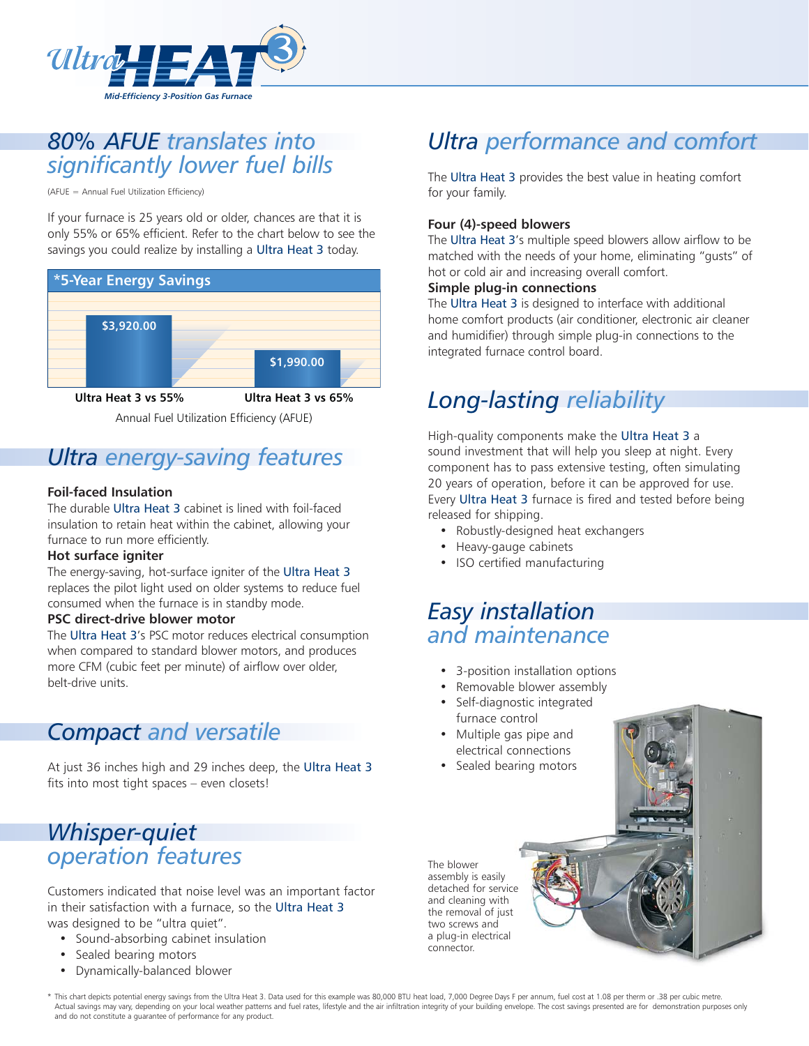# *Ultra*HEAT 3

*Mid-Efficiency 3-Position Gas Furnace*

## *80% AFUE translates into significantly lower fuel bills*

(AFUE = Annual Fuel Utilization Efficiency)

If your furnace is 25 years old or older, chances are that it is only 55% or 65% efficient. Refer to the chart below to see the savings you could realize by installing a Ultra Heat 3 today.

**\*5-Year Energy Savings**

| Ultra Heat 3 vs 55% | Ultra Heat 3 vs 65% |
|---|---|
| $3,920.00 | $1,990.00 |

Annual Fuel Utilization Efficiency (AFUE)

## *Ultra energy-saving features*

**Foil-faced Insulation**
The durable Ultra Heat 3 cabinet is lined with foil-faced insulation to retain heat within the cabinet, allowing your furnace to run more efficiently.

**Hot surface igniter**
The energy-saving, hot-surface igniter of the Ultra Heat 3 replaces the pilot light used on older systems to reduce fuel consumed when the furnace is in standby mode.

**PSC direct-drive blower motor**
The Ultra Heat 3's PSC motor reduces electrical consumption when compared to standard blower motors, and produces more CFM (cubic feet per minute) of airflow over older, belt-drive units.

## *Compact and versatile*

At just 36 inches high and 29 inches deep, the Ultra Heat 3 fits into most tight spaces – even closets!

## *Whisper-quiet operation features*

Customers indicated that noise level was an important factor in their satisfaction with a furnace, so the Ultra Heat 3 was designed to be "ultra quiet".

- Sound-absorbing cabinet insulation
- Sealed bearing motors
- Dynamically-balanced blower

## *Ultra performance and comfort*

The Ultra Heat 3 provides the best value in heating comfort for your family.

**Four (4)-speed blowers**
The Ultra Heat 3's multiple speed blowers allow airflow to be matched with the needs of your home, eliminating "gusts" of hot or cold air and increasing overall comfort.

**Simple plug-in connections**
The Ultra Heat 3 is designed to interface with additional home comfort products (air conditioner, electronic air cleaner and humidifier) through simple plug-in connections to the integrated furnace control board.

## *Long-lasting reliability*

High-quality components make the Ultra Heat 3 a sound investment that will help you sleep at night. Every component has to pass extensive testing, often simulating 20 years of operation, before it can be approved for use. Every Ultra Heat 3 furnace is fired and tested before being released for shipping.

- Robustly-designed heat exchangers
- Heavy-gauge cabinets
- ISO certified manufacturing

## *Easy installation and maintenance*

- 3-position installation options
- Removable blower assembly
- Self-diagnostic integrated furnace control
- Multiple gas pipe and electrical connections
- Sealed bearing motors

The blower assembly is easily detached for service and cleaning with the removal of just two screws and a plug-in electrical connector.

\* This chart depicts potential energy savings from the Ultra Heat 3. Data used for this example was 80,000 BTU heat load, 7,000 Degree Days F per annum, fuel cost at 1.08 per therm or .38 per cubic metre. Actual savings may vary, depending on your local weather patterns and fuel rates, lifestyle and the air infiltration integrity of your building envelope. The cost savings presented are for demonstration purposes only and do not constitute a guarantee of performance for any product.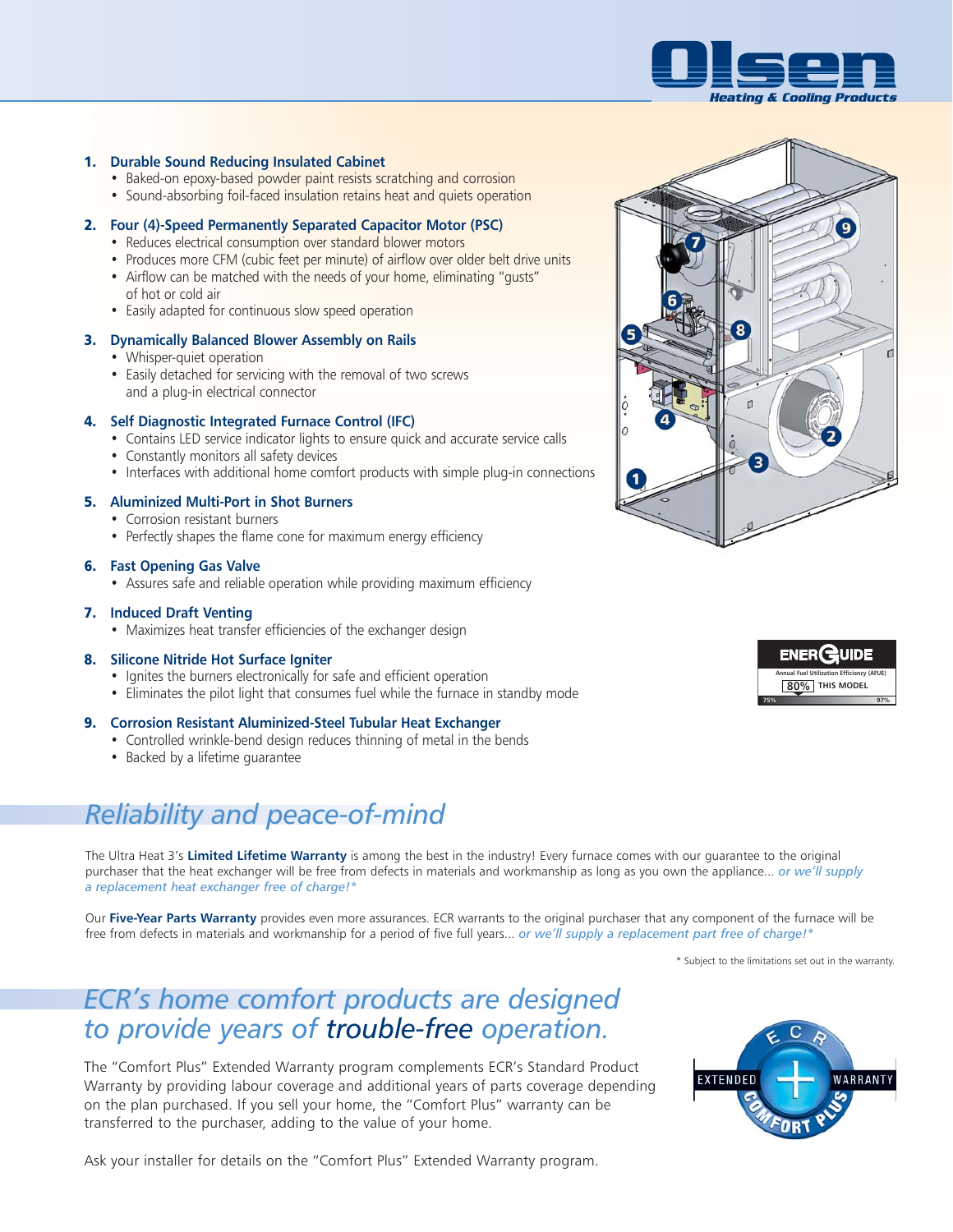1. **Durable Sound Reducing Insulated Cabinet**
   - Baked-on epoxy-based powder paint resists scratching and corrosion
   - Sound-absorbing foil-faced insulation retains heat and quiets operation
2. **Four (4)-Speed Permanently Separated Capacitor Motor (PSC)**
   - Reduces electrical consumption over standard blower motors
   - Produces more CFM (cubic feet per minute) of airflow over older belt drive units
   - Airflow can be matched with the needs of your home, eliminating "gusts" of hot or cold air
   - Easily adapted for continuous slow speed operation
3. **Dynamically Balanced Blower Assembly on Rails**
   - Whisper-quiet operation
   - Easily detached for servicing with the removal of two screws and a plug-in electrical connector
4. **Self Diagnostic Integrated Furnace Control (IFC)**
   - Contains LED service indicator lights to ensure quick and accurate service calls
   - Constantly monitors all safety devices
   - Interfaces with additional home comfort products with simple plug-in connections
5. **Aluminized Multi-Port in Shot Burners**
   - Corrosion resistant burners
   - Perfectly shapes the flame cone for maximum energy efficiency
6. **Fast Opening Gas Valve**
   - Assures safe and reliable operation while providing maximum efficiency
7. **Induced Draft Venting**
   - Maximizes heat transfer efficiencies of the exchanger design
8. **Silicone Nitride Hot Surface Igniter**
   - Ignites the burners electronically for safe and efficient operation
   - Eliminates the pilot light that consumes fuel while the furnace in standby mode
9. **Corrosion Resistant Aluminized-Steel Tubular Heat Exchanger**
   - Controlled wrinkle-bend design reduces thinning of metal in the bends
   - Backed by a lifetime guarantee

ENERGUIDE
Annual Fuel Utilization Efficiency (AFUE)
80% THIS MODEL
75% 97%

## *Reliability and peace-of-mind*

The Ultra Heat 3's **Limited Lifetime Warranty** is among the best in the industry! Every furnace comes with our guarantee to the original purchaser that the heat exchanger will be free from defects in materials and workmanship as long as you own the appliance... *or we'll supply a replacement heat exchanger free of charge!**

Our **Five-Year Parts Warranty** provides even more assurances. ECR warrants to the original purchaser that any component of the furnace will be free from defects in materials and workmanship for a period of five full years... *or we'll supply a replacement part free of charge!**

\* Subject to the limitations set out in the warranty.

## *ECR's home comfort products are designed to provide years of trouble-free operation.*

The "Comfort Plus" Extended Warranty program complements ECR's Standard Product Warranty by providing labour coverage and additional years of parts coverage depending on the plan purchased. If you sell your home, the "Comfort Plus" warranty can be transferred to the purchaser, adding to the value of your home.

Ask your installer for details on the "Comfort Plus" Extended Warranty program.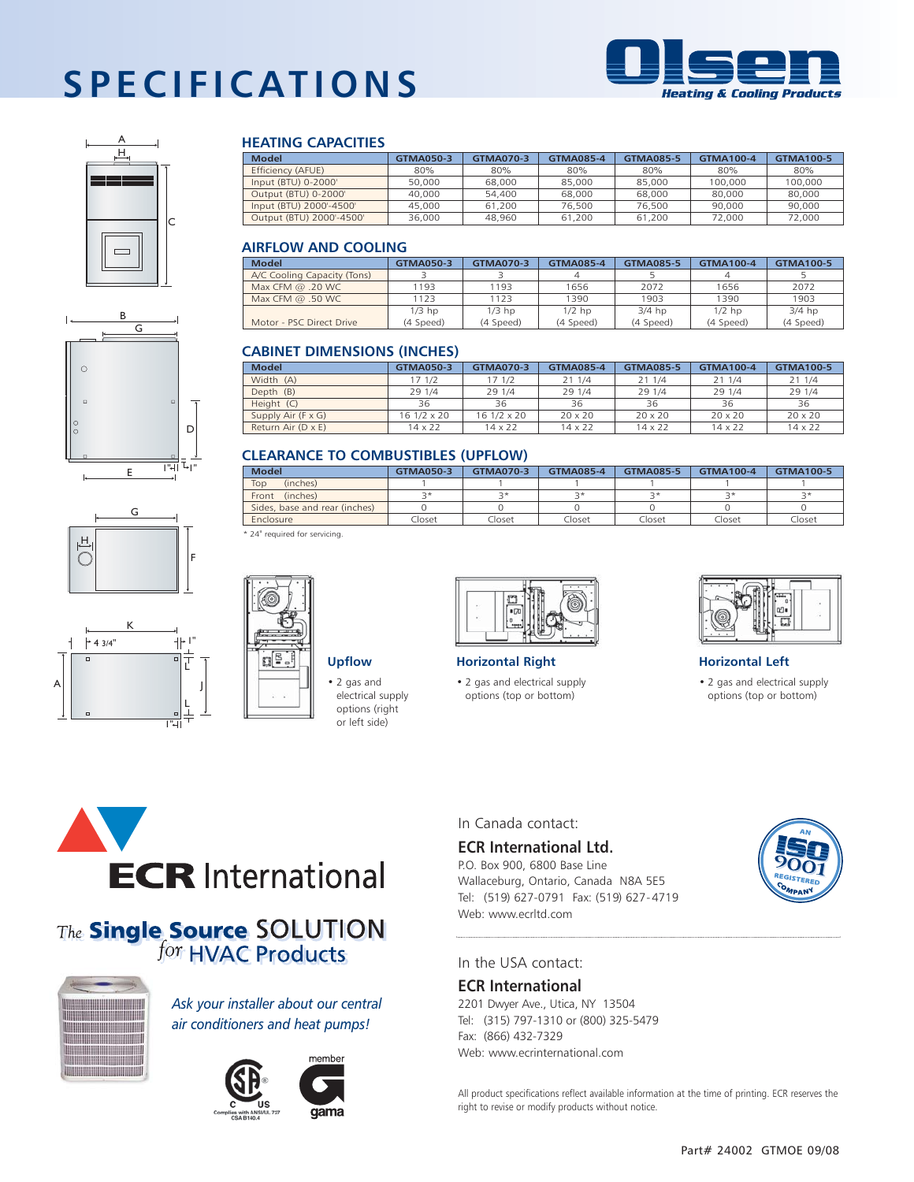# SPECIFICATIONS

Olsen
Heating & Cooling Products

## HEATING CAPACITIES

| Model | GTMA050-3 | GTMA070-3 | GTMA085-4 | GTMA085-5 | GTMA100-4 | GTMA100-5 |
|---|---|---|---|---|---|---|
| Efficiency (AFUE) | 80% | 80% | 80% | 80% | 80% | 80% |
| Input (BTU) 0-2000' | 50,000 | 68,000 | 85,000 | 85,000 | 100,000 | 100,000 |
| Output (BTU) 0-2000' | 40,000 | 54,400 | 68,000 | 68,000 | 80,000 | 80,000 |
| Input (BTU) 2000'-4500' | 45,000 | 61,200 | 76,500 | 76,500 | 90,000 | 90,000 |
| Output (BTU) 2000'-4500' | 36,000 | 48,960 | 61,200 | 61,200 | 72,000 | 72,000 |

## AIRFLOW AND COOLING

| Model | GTMA050-3 | GTMA070-3 | GTMA085-4 | GTMA085-5 | GTMA100-4 | GTMA100-5 |
|---|---|---|---|---|---|---|
| A/C Cooling Capacity (Tons) | 3 | 3 | 4 | 5 | 4 | 5 |
| Max CFM @ .20 WC | 1193 | 1193 | 1656 | 2072 | 1656 | 2072 |
| Max CFM @ .50 WC | 1123 | 1123 | 1390 | 1903 | 1390 | 1903 |
| Motor - PSC Direct Drive | 1/3 hp (4 Speed) | 1/3 hp (4 Speed) | 1/2 hp (4 Speed) | 3/4 hp (4 Speed) | 1/2 hp (4 Speed) | 3/4 hp (4 Speed) |

## CABINET DIMENSIONS (INCHES)

| Model | GTMA050-3 | GTMA070-3 | GTMA085-4 | GTMA085-5 | GTMA100-4 | GTMA100-5 |
|---|---|---|---|---|---|---|
| Width (A) | 17 1/2 | 17 1/2 | 21 1/4 | 21 1/4 | 21 1/4 | 21 1/4 |
| Depth (B) | 29 1/4 | 29 1/4 | 29 1/4 | 29 1/4 | 29 1/4 | 29 1/4 |
| Height (C) | 36 | 36 | 36 | 36 | 36 | 36 |
| Supply Air (F x G) | 16 1/2 x 20 | 16 1/2 x 20 | 20 x 20 | 20 x 20 | 20 x 20 | 20 x 20 |
| Return Air (D x E) | 14 x 22 | 14 x 22 | 14 x 22 | 14 x 22 | 14 x 22 | 14 x 22 |

## CLEARANCE TO COMBUSTIBLES (UPFLOW)

| Model | GTMA050-3 | GTMA070-3 | GTMA085-4 | GTMA085-5 | GTMA100-4 | GTMA100-5 |
|---|---|---|---|---|---|---|
| Top (inches) | 1 | 1 | 1 | 1 | 1 | 1 |
| Front (inches) | 3* | 3* | 3* | 3* | 3* | 3* |
| Sides, base and rear (inches) | 0 | 0 | 0 | 0 | 0 | 0 |
| Enclosure | Closet | Closet | Closet | Closet | Closet | Closet |

\* 24" required for servicing.

A
H
C
B
G
D
E
1"
1"
G
H
F
K
4 3/4"
1"
L
A
J
L
1"

### Upflow
- 2 gas and electrical supply options (right or left side)

### Horizontal Right
- 2 gas and electrical supply options (top or bottom)

### Horizontal Left
- 2 gas and electrical supply options (top or bottom)

**ECR International**

*The* **Single Source** SOLUTION *for* HVAC Products

*Ask your installer about our central air conditioners and heat pumps!*

Complies with ANSI/UL 727 CSA B140.4

member gama

In Canada contact:

**ECR International Ltd.**
P.O. Box 900, 6800 Base Line
Wallaceburg, Ontario, Canada N8A 5E5
Tel: (519) 627-0791 Fax: (519) 627-4719
Web: www.ecrltd.com

AN ISO 9001 REGISTERED COMPANY

In the USA contact:

**ECR International**
2201 Dwyer Ave., Utica, NY 13504
Tel: (315) 797-1310 or (800) 325-5479
Fax: (866) 432-7329
Web: www.ecrinternational.com

All product specifications reflect available information at the time of printing. ECR reserves the right to revise or modify products without notice.

Part# 24002 GTMOE 09/08